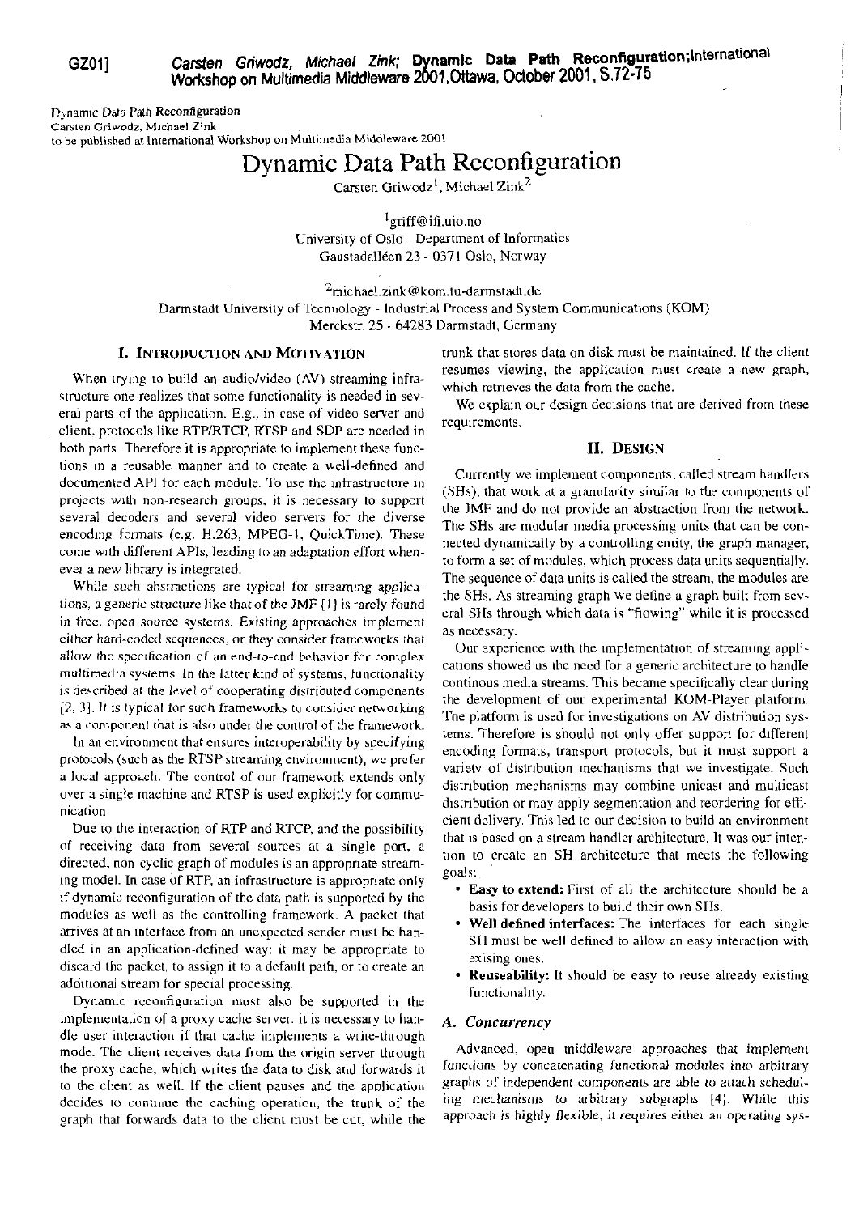GZ01] *Carsten Griwodz, Michael Zink;* **Dynamic Data Path Reconfiguration**;International Workshop on Multimedia Middleware 2001,Ottawa, October 2001, S.72-75

Dynamic Data Path Reconfiguration
Carsten Griwodz, Michael Zink
to be published at International Workshop on Multimedia Middleware 2001

# Dynamic Data Path Reconfiguration

Carsten Griwodz[1], Michael Zink[2]

[1]griff@ifi.uio.no
University of Oslo - Department of Informatics
Gaustadalléen 23 - 0371 Oslo, Norway

[2]michael.zink@kom.tu-darmstadt.de
Darmstadt University of Technology - Industrial Process and System Communications (KOM)
Merckstr. 25 - 64283 Darmstadt, Germany

## I. Introduction and Motivation

When trying to build an audio/video (AV) streaming infrastructure one realizes that some functionality is needed in several parts of the application. E.g., in case of video server and client, protocols like RTP/RTCP, RTSP and SDP are needed in both parts. Therefore it is appropriate to implement these functions in a reusable manner and to create a well-defined and documented API for each module. To use the infrastructure in projects with non-research groups, it is necessary to support several decoders and several video servers for the diverse encoding formats (e.g. H.263, MPEG-1, QuickTime). These come with different APIs, leading to an adaptation effort whenever a new library is integrated.

While such abstractions are typical for streaming applications, a generic structure like that of the JMF [1] is rarely found in free, open source systems. Existing approaches implement either hard-coded sequences, or they consider frameworks that allow the specification of an end-to-end behavior for complex multimedia systems. In the latter kind of systems, functionality is described at the level of cooperating distributed components [2, 3]. It is typical for such frameworks to consider networking as a component that is also under the control of the framework.

In an environment that ensures interoperability by specifying protocols (such as the RTSP streaming environment), we prefer a local approach. The control of our framework extends only over a single machine and RTSP is used explicitly for communication.

Due to the interaction of RTP and RTCP, and the possibility of receiving data from several sources at a single port, a directed, non-cyclic graph of modules is an appropriate streaming model. In case of RTP, an infrastructure is appropriate only if dynamic reconfiguration of the data path is supported by the modules as well as the controlling framework. A packet that arrives at an interface from an unexpected sender must be handled in an application-defined way; it may be appropriate to discard the packet, to assign it to a default path, or to create an additional stream for special processing.

Dynamic reconfiguration must also be supported in the implementation of a proxy cache server: it is necessary to handle user interaction if that cache implements a write-through mode. The client receives data from the origin server through the proxy cache, which writes the data to disk and forwards it to the client as well. If the client pauses and the application decides to continue the caching operation, the trunk of the graph that forwards data to the client must be cut, while the trunk that stores data on disk must be maintained. If the client resumes viewing, the application must create a new graph, which retrieves the data from the cache.

We explain our design decisions that are derived from these requirements.

## II. Design

Currently we implement components, called stream handlers (SHs), that work at a granularity similar to the components of the JMF and do not provide an abstraction from the network. The SHs are modular media processing units that can be connected dynamically by a controlling entity, the graph manager, to form a set of modules, which process data units sequentially. The sequence of data units is called the stream, the modules are the SHs. As streaming graph we define a graph built from several SHs through which data is "flowing" while it is processed as necessary.

Our experience with the implementation of streaming applications showed us the need for a generic architecture to handle continous media streams. This became specifically clear during the development of our experimental KOM-Player platform. The platform is used for investigations on AV distribution systems. Therefore is should not only offer support for different encoding formats, transport protocols, but it must support a variety of distribution mechanisms that we investigate. Such distribution mechanisms may combine unicast and multicast distribution or may apply segmentation and reordering for efficient delivery. This led to our decision to build an environment that is based on a stream handler architecture. It was our intention to create an SH architecture that meets the following goals:

- **Easy to extend:** First of all the architecture should be a basis for developers to build their own SHs.
- **Well defined interfaces:** The interfaces for each single SH must be well defined to allow an easy interaction with exising ones.
- **Reuseability:** It should be easy to reuse already existing functionality.

### A. Concurrency

Advanced, open middleware approaches that implement functions by concatenating functional modules into arbitrary graphs of independent components are able to attach scheduling mechanisms to arbitrary subgraphs [4]. While this approach is highly flexible, it requires either an operating sys-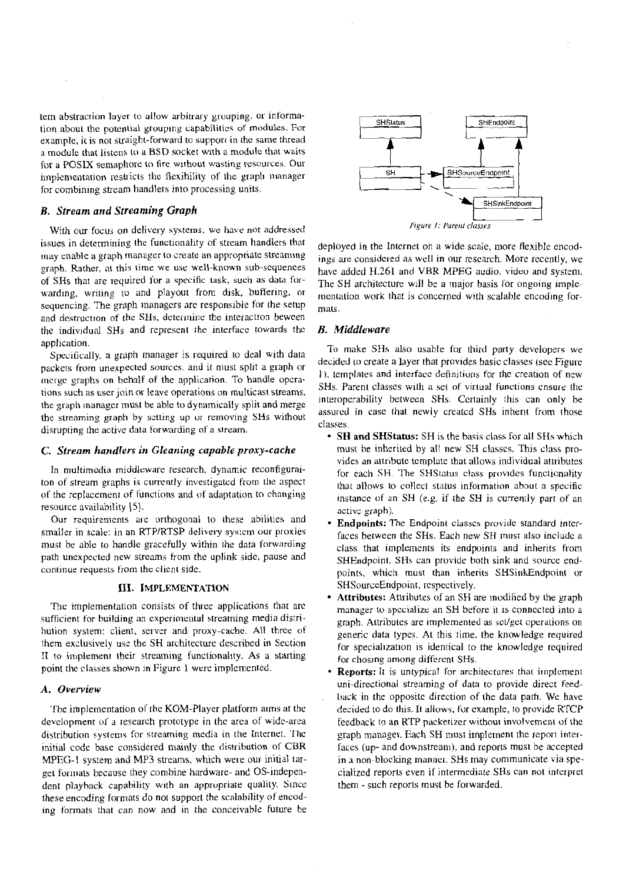tem abstraction layer to allow arbitrary grouping, or information about the potential grouping capabilities of modules. For example, it is not straight-forward to support in the same thread a module that listens to a BSD socket with a module that waits for a POSIX semaphore to fire without wasting resources. Our implementation restricts the flexibility of the graph manager for combining stream handlers into processing units.

### B. Stream and Streaming Graph

With our focus on delivery systems, we have not addressed issues in determining the functionality of stream handlers that may enable a graph manager to create an appropriate streaming graph. Rather, at this time we use well-known sub-sequences of SHs that are required for a specific task, such as data forwarding, writing to and playout from disk, buffering, or sequencing. The graph managers are responsible for the setup and destruction of the SHs, determine the interaction beween the individual SHs and represent the interface towards the application.

Specifically, a graph manager is required to deal with data packets from unexpected sources, and it must split a graph or merge graphs on behalf of the application. To handle operations such as user join or leave operations on multicast streams, the graph manager must be able to dynamically split and merge the streaming graph by setting up or removing SHs without disrupting the active data forwarding of a stream.

### C. Stream handlers in Gleaning capable proxy-cache

In multimedia middleware research, dynamic reconfiguraiton of stream graphs is currently investigated from the aspect of the replacement of functions and of adaptation to changing resource availability [5].

Our requirements are orthogonal to these abilities and smaller in scale: in an RTP/RTSP delivery system our proxies must be able to handle gracefully within the data forwarding path unexpected new streams from the uplink side, pause and continue requests from the client side.

## III. Implementation

The implementation consists of three applications that are sufficient for building an experimental streaming media distribution system: client, server and proxy-cache. All three of them exclusively use the SH architecture described in Section II to implement their streaming functionality. As a starting point the classes shown in Figure 1 were implemented.

### A. Overview

The implementation of the KOM-Player platform aims at the development of a research prototype in the area of wide-area distribution systems for streaming media in the Internet. The initial code base considered mainly the distribution of CBR MPEG-1 system and MP3 streams, which were our initial target formats because they combine hardware- and OS-independent playback capability with an appropriate quality. Since these encoding formats do not support the scalability of encoding formats that can now and in the conceivable future be deployed in the Internet on a wide scale, more flexible encodings are considered as well in our research. More recently, we have added H.261 and VBR MPEG audio, video and system. The SH architecture will be a major basis for ongoing implementation work that is concerned with scalable encoding formats.

SHStatus

SHEndpoint

SH

SHSourceEndpoint

SHSinkEndpoint

*Figure 1: Parent classes*

### B. Middleware

To make SHs also usable for third party developers we decided to create a layer that provides basic classes (see Figure 1), templates and interface definitions for the creation of new SHs. Parent classes with a set of virtual functions ensure the interoperability between SHs. Certainly this can only be assured in case that newly created SHs inherit from those classes.

- **SH and SHStatus:** SH is the basis class for all SHs which must be inherited by all new SH classes. This class provides an attribute template that allows individual attributes for each SH. The SHStatus class provides functionality that allows to collect status information about a specific instance of an SH (e.g. if the SH is currently part of an active graph).
- **Endpoints:** The Endpoint classes provide standard interfaces between the SHs. Each new SH must also include a class that implements its endpoints and inherits from SHEndpoint. SHs can provide both sink and source endpoints, which must than inherits SHSinkEndpoint or SHSourceEndpoint, respectively.
- **Attributes:** Attributes of an SH are modified by the graph manager to specialize an SH before it is connected into a graph. Attributes are implemented as set/get operations on generic data types. At this time, the knowledge required for specialization is identical to the knowledge required for chosing among different SHs.
- **Reports:** It is untypical for architectures that implement uni-directional streaming of data to provide direct feedback in the opposite direction of the data path. We have decided to do this. It allows, for example, to provide RTCP feedback to an RTP packetizer without involvement of the graph manager. Each SH must implement the report interfaces (up- and downstream), and reports must be accepted in a non-blocking manner. SHs may communicate via specialized reports even if intermediate SHs can not interpret them - such reports must be forwarded.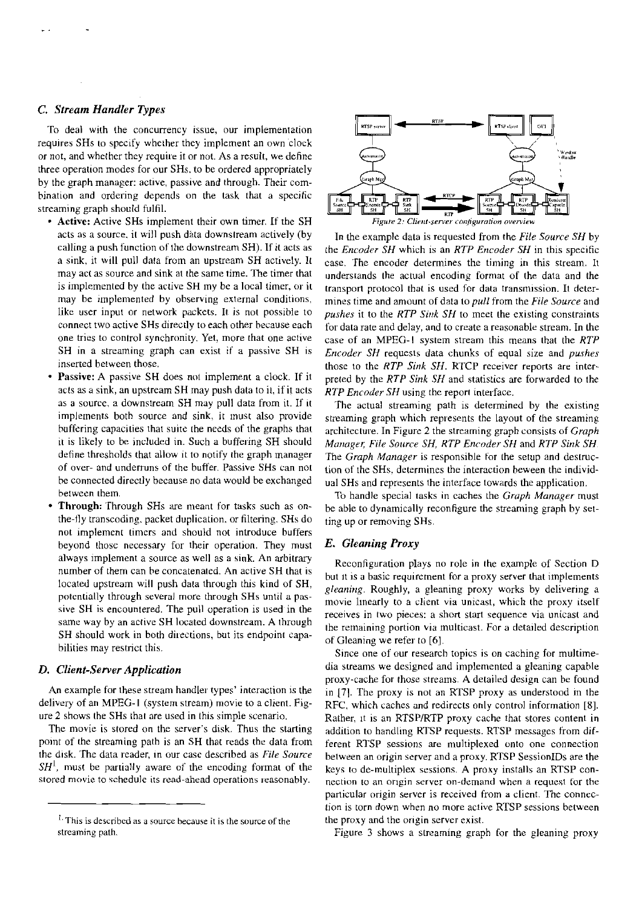### C. Stream Handler Types

To deal with the concurrency issue, our implementation requires SHs to specify whether they implement an own clock or not, and whether they require it or not. As a result, we define three operation modes for our SHs, to be ordered appropriately by the graph manager: active, passive and through. Their combination and ordering depends on the task that a specific streaming graph should fulfil.

- **Active:** Active SHs implement their own timer. If the SH acts as a source, it will push data downstream actively (by calling a push function of the downstream SH). If it acts as a sink, it will pull data from an upstream SH actively. It may act as source and sink at the same time. The timer that is implemented by the active SH my be a local timer, or it may be implemented by observing external conditions, like user input or network packets. It is not possible to connect two active SHs directly to each other because each one tries to control synchronity. Yet, more that one active SH in a streaming graph can exist if a passive SH is inserted between those.
- **Passive:** A passive SH does not implement a clock. If it acts as a sink, an upstream SH may push data to it, if it acts as a source, a downstream SH may pull data from it. If it implements both source and sink, it must also provide buffering capacities that suite the needs of the graphs that it is likely to be included in. Such a buffering SH should define thresholds that allow it to notify the graph manager of over- and underruns of the buffer. Passive SHs can not be connected directly because no data would be exchanged between them.
- **Through:** Through SHs are meant for tasks such as on-the-fly transcoding, packet duplication, or filtering. SHs do not implement timers and should not introduce buffers beyond those necessary for their operation. They must always implement a source as well as a sink. An arbitrary number of them can be concatenated. An active SH that is located upstream will push data through this kind of SH, potentially through several more through SHs until a passive SH is encountered. The pull operation is used in the same way by an active SH located downstream. A through SH should work in both directions, but its endpoint capabilities may restrict this.

### D. Client-Server Application

An example for these stream handler types' interaction is the delivery of an MPEG-1 (system stream) movie to a client. Figure 2 shows the SHs that are used in this simple scenario.

The movie is stored on the server's disk. Thus the starting point of the streaming path is an SH that reads the data from the disk. The data reader, in our case described as *File Source SH*[1], must be partially aware of the encoding format of the stored movie to schedule its read-ahead operations reasonably.

[1] This is described as a source because it is the source of the streaming path.

RTSP server
RTSP
RTSP client
GUI
Automation
Automation
Window Handle
Graph Mgr
Graph Mgr
File Source SH
RTP Encoder SH
RTP Sink SH
RTCP
RTP
RTP Source SH
RTP Decoder SH
Renderer Capsule SH

*Figure 2: Client-server configuration overview*

In the example data is requested from the *File Source SH* by the *Encoder SH* which is an *RTP Encoder SH* in this specific case. The encoder determines the timing in this stream. It understands the actual encoding format of the data and the transport protocol that is used for data transmission. It determines time and amount of data to *pull* from the *File Source* and *pushes* it to the *RTP Sink SH* to meet the existing constraints for data rate and delay, and to create a reasonable stream. In the case of an MPEG-1 system stream this means that the *RTP Encoder SH* requests data chunks of equal size and *pushes* those to the *RTP Sink SH*. RTCP receiver reports are interpreted by the *RTP Sink SH* and statistics are forwarded to the *RTP Encoder SH* using the report interface.

The actual streaming path is determined by the existing streaming graph which represents the layout of the streaming architecture. In Figure 2 the streaming graph consists of *Graph Manager, File Source SH, RTP Encoder SH* and *RTP Sink SH*. The *Graph Manager* is responsible for the setup and destruction of the SHs, determines the interaction beween the individual SHs and represents the interface towards the application.

To handle special tasks in caches the *Graph Manager* must be able to dynamically reconfigure the streaming graph by setting up or removing SHs.

### E. Gleaning Proxy

Reconfiguration plays no role in the example of Section D but it is a basic requirement for a proxy server that implements *gleaning*. Roughly, a gleaning proxy works by delivering a movie linearly to a client via unicast, which the proxy itself receives in two pieces: a short start sequence via unicast and the remaining portion via multicast. For a detailed description of Gleaning we refer to [6].

Since one of our research topics is on caching for multimedia streams we designed and implemented a gleaning capable proxy-cache for those streams. A detailed design can be found in [7]. The proxy is not an RTSP proxy as understood in the RFC, which caches and redirects only control information [8]. Rather, it is an RTSP/RTP proxy cache that stores content in addition to handling RTSP requests. RTSP messages from different RTSP sessions are multiplexed onto one connection between an origin server and a proxy. RTSP SessionIDs are the keys to de-multiplex sessions. A proxy installs an RTSP connection to an origin server on-demand when a request for the particular origin server is received from a client. The connection is torn down when no more active RTSP sessions between the proxy and the origin server exist.

Figure 3 shows a streaming graph for the gleaning proxy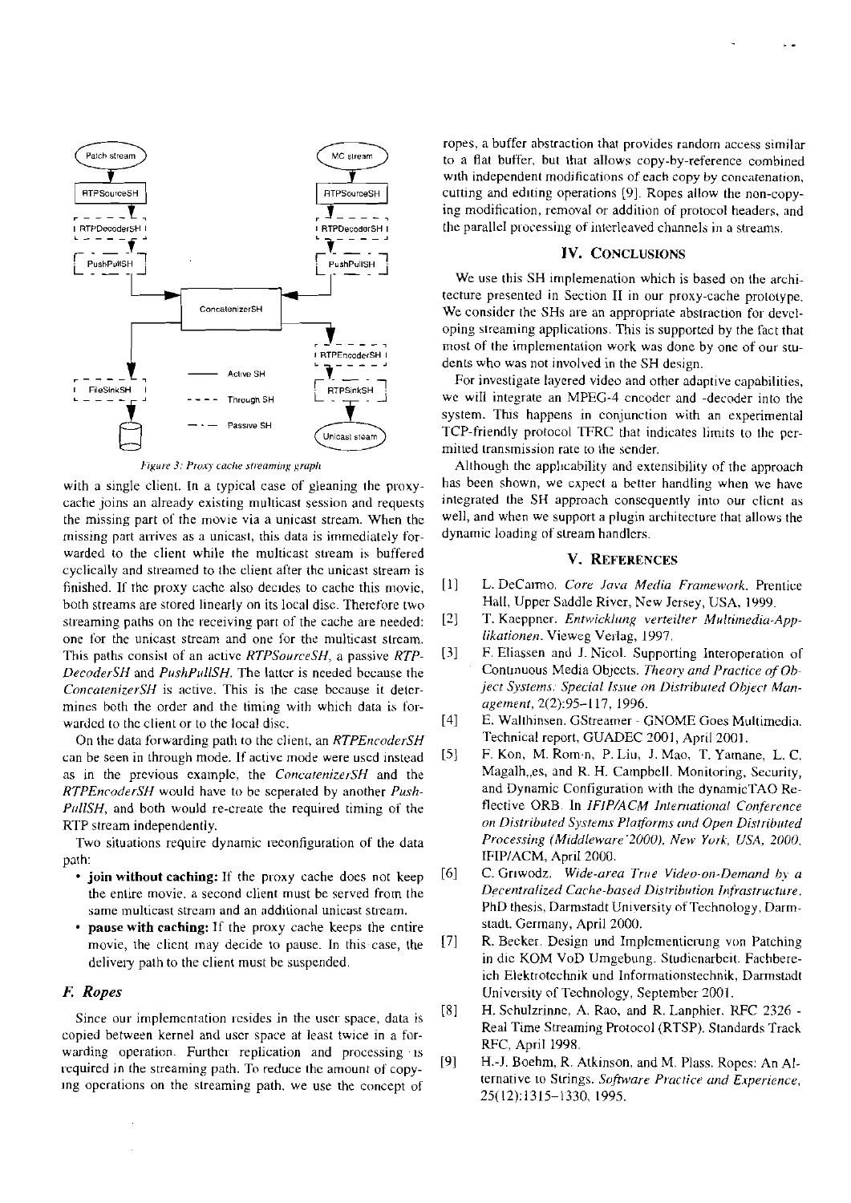Patch stream

RTPSourceSH

RTPDecoderSH

PushPullSH

MC stream

RTPSourceSH

RTPDecoderSH

PushPullSH

ConcatenizerSH

RTPEncoderSH

FileSinkSH

RTPSinkSH

Unicast steam

Active SH

Through SH

Passive SH

*Figure 3: Proxy cache streaming graph*

with a single client. In a typical case of gleaning the proxy-cache joins an already existing multicast session and requests the missing part of the movie via a unicast stream. When the missing part arrives as a unicast, this data is immediately forwarded to the client while the multicast stream is buffered cyclically and streamed to the client after the unicast stream is finished. If the proxy cache also decides to cache this movie, both streams are stored linearly on its local disc. Therefore two streaming paths on the receiving part of the cache are needed: one for the unicast stream and one for the multicast stream. This paths consist of an active *RTPSourceSH*, a passive *RTP-DecoderSH* and *PushPullSH*. The latter is needed because the *ConcatenizerSH* is active. This is the case because it determines both the order and the timing with which data is forwarded to the client or to the local disc.

On the data forwarding path to the client, an *RTPEncoderSH* can be seen in through mode. If active mode were used instead as in the previous example, the *ConcatenizerSH* and the *RTPEncoderSH* would have to be seperated by another *Push-PullSH*, and both would re-create the required timing of the RTP stream independently.

Two situations require dynamic reconfiguration of the data path:

- **join without caching:** If the proxy cache does not keep the entire movie, a second client must be served from the same multicast stream and an additional unicast stream.
- **pause with caching:** If the proxy cache keeps the entire movie, the client may decide to pause. In this case, the delivery path to the client must be suspended.

### *F. Ropes*

Since our implementation resides in the user space, data is copied between kernel and user space at least twice in a forwarding operation. Further replication and processing is required in the streaming path. To reduce the amount of copying operations on the streaming path, we use the concept of ropes, a buffer abstraction that provides random access similar to a flat buffer, but that allows copy-by-reference combined with independent modifications of each copy by concatenation, cutting and editing operations [9]. Ropes allow the non-copying modification, removal or addition of protocol headers, and the parallel processing of interleaved channels in a streams.

## IV. Conclusions

We use this SH implemenation which is based on the architecture presented in Section II in our proxy-cache prototype. We consider the SHs are an appropriate abstraction for developing streaming applications. This is supported by the fact that most of the implementation work was done by one of our students who was not involved in the SH design.

For investigate layered video and other adaptive capabilities, we will integrate an MPEG-4 encoder and -decoder into the system. This happens in conjunction with an experimental TCP-friendly protocol TFRC that indicates limits to the permitted transmission rate to the sender.

Although the applicability and extensibility of the approach has been shown, we expect a better handling when we have integrated the SH approach consequently into our client as well, and when we support a plugin architecture that allows the dynamic loading of stream handlers.

## V. References

[1] L. DeCarmo. *Core Java Media Framework*. Prentice Hall, Upper Saddle River, New Jersey, USA, 1999.

[2] T. Kaeppner. *Entwicklung verteilter Multimedia-Applikationen*. Vieweg Verlag, 1997.

[3] F. Eliassen and J. Nicol. Supporting Interoperation of Continuous Media Objects. *Theory and Practice of Object Systems: Special Issue on Distributed Object Management*, 2(2):95–117, 1996.

[4] E. Walthinsen. GStreamer - GNOME Goes Multimedia. Technical report, GUADEC 2001, April 2001.

[5] F. Kon, M. Rom-n, P. Liu, J. Mao, T. Yamane, L. C. Magalh,,es, and R. H. Campbell. Monitoring, Security, and Dynamic Configuration with the dynamicTAO Reflective ORB. In *IFIP/ACM International Conference on Distributed Systems Platforms and Open Distributed Processing (Middleware'2000), New York, USA, 2000*. IFIP/ACM, April 2000.

[6] C. Griwodz. *Wide-area True Video-on-Demand by a Decentralized Cache-based Distribution Infrastructure*. PhD thesis, Darmstadt University of Technology, Darmstadt, Germany, April 2000.

[7] R. Becker. Design und Implementierung von Patching in die KOM VoD Umgebung. Studienarbeit. Fachbereich Elektrotechnik und Informationstechnik, Darmstadt University of Technology, September 2001.

[8] H. Schulzrinne, A. Rao, and R. Lanphier. RFC 2326 - Real Time Streaming Protocol (RTSP). Standards Track RFC, April 1998.

[9] H.-J. Boehm, R. Atkinson, and M. Plass. Ropes: An Alternative to Strings. *Software Practice and Experience*, 25(12):1315–1330, 1995.